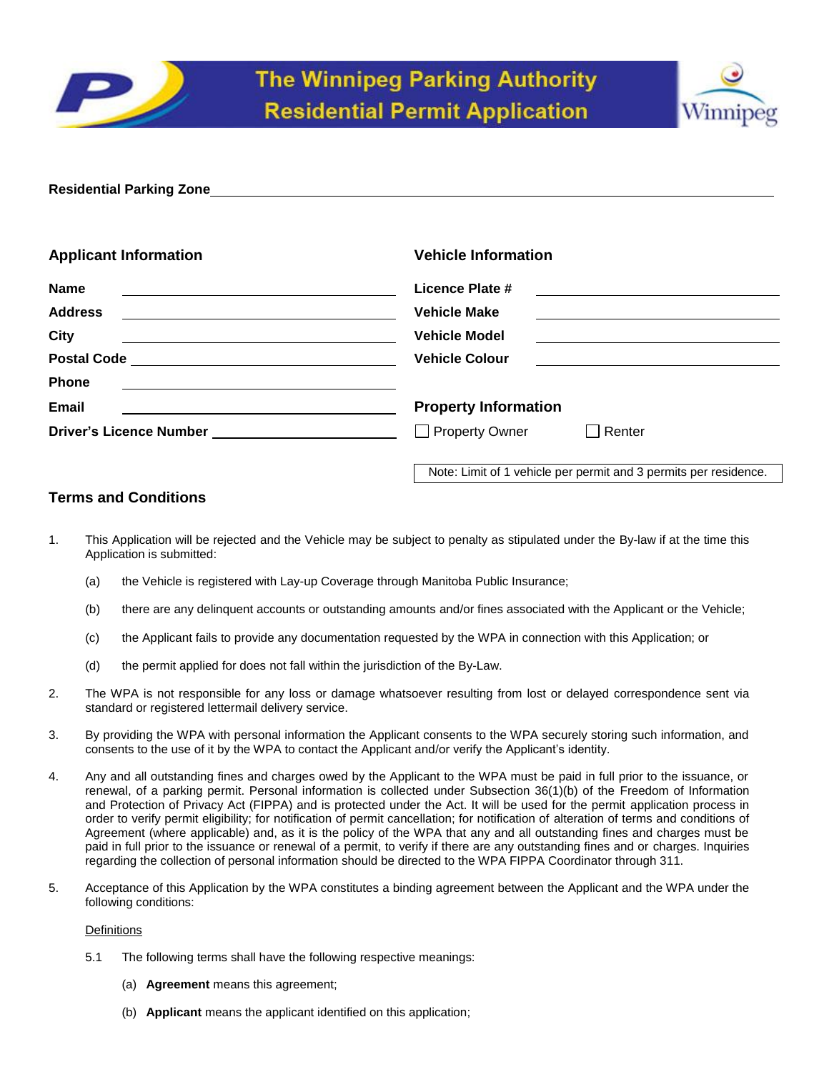# The Winnipeg Parking Authority
# Residential Permit Application

**Residential Parking Zone** ______________________________

## Applicant Information

**Name** ______________________________

**Address** ______________________________

**City** ______________________________

**Postal Code** ______________________________

**Phone** ______________________________

**Email** ______________________________

**Driver's Licence Number** ______________________________

## Vehicle Information

**Licence Plate #** ______________________________

**Vehicle Make** ______________________________

**Vehicle Model** ______________________________

**Vehicle Colour** ______________________________

## Property Information

☐ Property Owner ☐ Renter

Note: Limit of 1 vehicle per permit and 3 permits per residence.

## Terms and Conditions

1. This Application will be rejected and the Vehicle may be subject to penalty as stipulated under the By-law if at the time this Application is submitted:

   (a) the Vehicle is registered with Lay-up Coverage through Manitoba Public Insurance;

   (b) there are any delinquent accounts or outstanding amounts and/or fines associated with the Applicant or the Vehicle;

   (c) the Applicant fails to provide any documentation requested by the WPA in connection with this Application; or

   (d) the permit applied for does not fall within the jurisdiction of the By-Law.

2. The WPA is not responsible for any loss or damage whatsoever resulting from lost or delayed correspondence sent via standard or registered lettermail delivery service.

3. By providing the WPA with personal information the Applicant consents to the WPA securely storing such information, and consents to the use of it by the WPA to contact the Applicant and/or verify the Applicant's identity.

4. Any and all outstanding fines and charges owed by the Applicant to the WPA must be paid in full prior to the issuance, or renewal, of a parking permit. Personal information is collected under Subsection 36(1)(b) of the Freedom of Information and Protection of Privacy Act (FIPPA) and is protected under the Act. It will be used for the permit application process in order to verify permit eligibility; for notification of permit cancellation; for notification of alteration of terms and conditions of Agreement (where applicable) and, as it is the policy of the WPA that any and all outstanding fines and charges must be paid in full prior to the issuance or renewal of a permit, to verify if there are any outstanding fines and or charges. Inquiries regarding the collection of personal information should be directed to the WPA FIPPA Coordinator through 311.

5. Acceptance of this Application by the WPA constitutes a binding agreement between the Applicant and the WPA under the following conditions:

   Definitions

   5.1 The following terms shall have the following respective meanings:

   (a) **Agreement** means this agreement;

   (b) **Applicant** means the applicant identified on this application;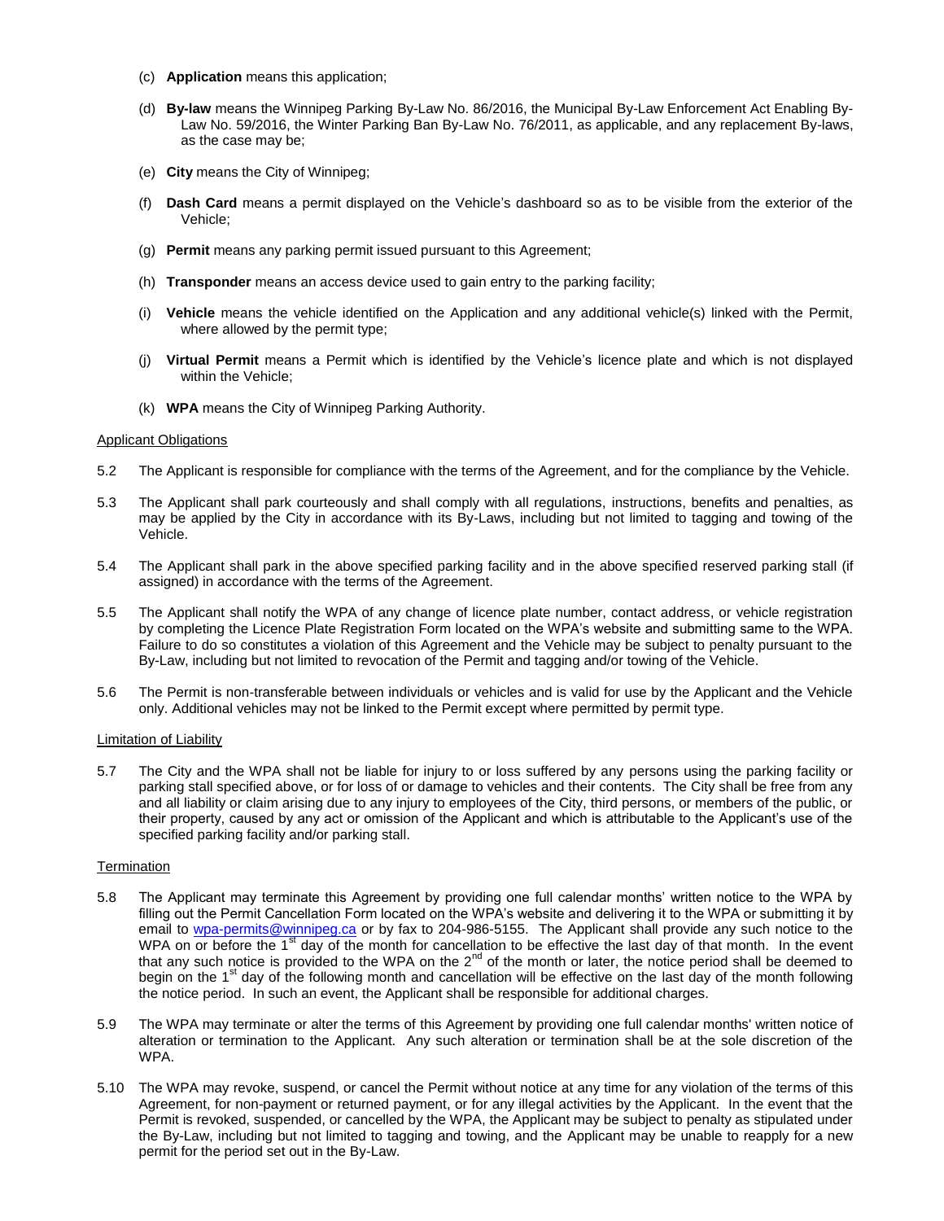(c) **Application** means this application;

(d) **By-law** means the Winnipeg Parking By-Law No. 86/2016, the Municipal By-Law Enforcement Act Enabling By-Law No. 59/2016, the Winter Parking Ban By-Law No. 76/2011, as applicable, and any replacement By-laws, as the case may be;

(e) **City** means the City of Winnipeg;

(f) **Dash Card** means a permit displayed on the Vehicle's dashboard so as to be visible from the exterior of the Vehicle;

(g) **Permit** means any parking permit issued pursuant to this Agreement;

(h) **Transponder** means an access device used to gain entry to the parking facility;

(i) **Vehicle** means the vehicle identified on the Application and any additional vehicle(s) linked with the Permit, where allowed by the permit type;

(j) **Virtual Permit** means a Permit which is identified by the Vehicle's licence plate and which is not displayed within the Vehicle;

(k) **WPA** means the City of Winnipeg Parking Authority.

Applicant Obligations

5.2 The Applicant is responsible for compliance with the terms of the Agreement, and for the compliance by the Vehicle.

5.3 The Applicant shall park courteously and shall comply with all regulations, instructions, benefits and penalties, as may be applied by the City in accordance with its By-Laws, including but not limited to tagging and towing of the Vehicle.

5.4 The Applicant shall park in the above specified parking facility and in the above specified reserved parking stall (if assigned) in accordance with the terms of the Agreement.

5.5 The Applicant shall notify the WPA of any change of licence plate number, contact address, or vehicle registration by completing the Licence Plate Registration Form located on the WPA's website and submitting same to the WPA. Failure to do so constitutes a violation of this Agreement and the Vehicle may be subject to penalty pursuant to the By-Law, including but not limited to revocation of the Permit and tagging and/or towing of the Vehicle.

5.6 The Permit is non-transferable between individuals or vehicles and is valid for use by the Applicant and the Vehicle only. Additional vehicles may not be linked to the Permit except where permitted by permit type.

Limitation of Liability

5.7 The City and the WPA shall not be liable for injury to or loss suffered by any persons using the parking facility or parking stall specified above, or for loss of or damage to vehicles and their contents. The City shall be free from any and all liability or claim arising due to any injury to employees of the City, third persons, or members of the public, or their property, caused by any act or omission of the Applicant and which is attributable to the Applicant's use of the specified parking facility and/or parking stall.

Termination

5.8 The Applicant may terminate this Agreement by providing one full calendar months' written notice to the WPA by filling out the Permit Cancellation Form located on the WPA's website and delivering it to the WPA or submitting it by email to wpa-permits@winnipeg.ca or by fax to 204-986-5155. The Applicant shall provide any such notice to the WPA on or before the 1st day of the month for cancellation to be effective the last day of that month. In the event that any such notice is provided to the WPA on the 2nd of the month or later, the notice period shall be deemed to begin on the 1st day of the following month and cancellation will be effective on the last day of the month following the notice period. In such an event, the Applicant shall be responsible for additional charges.

5.9 The WPA may terminate or alter the terms of this Agreement by providing one full calendar months' written notice of alteration or termination to the Applicant. Any such alteration or termination shall be at the sole discretion of the WPA.

5.10 The WPA may revoke, suspend, or cancel the Permit without notice at any time for any violation of the terms of this Agreement, for non-payment or returned payment, or for any illegal activities by the Applicant. In the event that the Permit is revoked, suspended, or cancelled by the WPA, the Applicant may be subject to penalty as stipulated under the By-Law, including but not limited to tagging and towing, and the Applicant may be unable to reapply for a new permit for the period set out in the By-Law.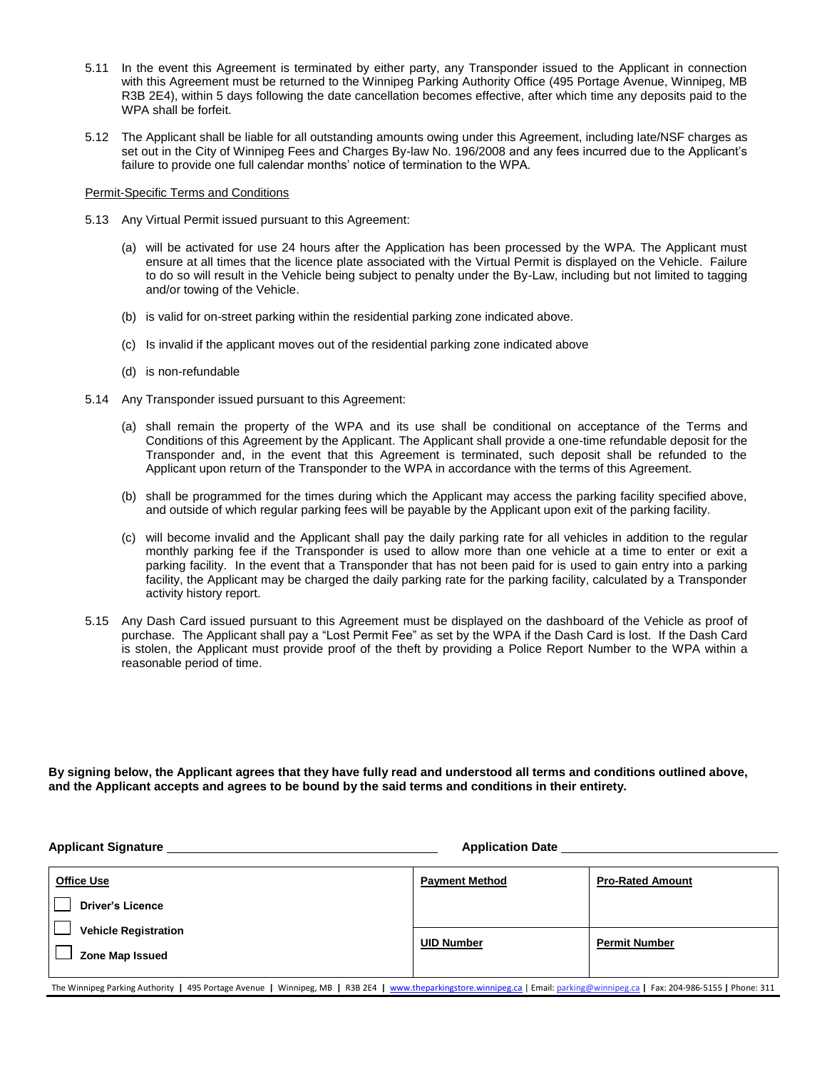5.11 In the event this Agreement is terminated by either party, any Transponder issued to the Applicant in connection with this Agreement must be returned to the Winnipeg Parking Authority Office (495 Portage Avenue, Winnipeg, MB R3B 2E4), within 5 days following the date cancellation becomes effective, after which time any deposits paid to the WPA shall be forfeit.

5.12 The Applicant shall be liable for all outstanding amounts owing under this Agreement, including late/NSF charges as set out in the City of Winnipeg Fees and Charges By-law No. 196/2008 and any fees incurred due to the Applicant's failure to provide one full calendar months' notice of termination to the WPA.

Permit-Specific Terms and Conditions

5.13 Any Virtual Permit issued pursuant to this Agreement:

(a) will be activated for use 24 hours after the Application has been processed by the WPA. The Applicant must ensure at all times that the licence plate associated with the Virtual Permit is displayed on the Vehicle. Failure to do so will result in the Vehicle being subject to penalty under the By-Law, including but not limited to tagging and/or towing of the Vehicle.

(b) is valid for on-street parking within the residential parking zone indicated above.

(c) Is invalid if the applicant moves out of the residential parking zone indicated above

(d) is non-refundable

5.14 Any Transponder issued pursuant to this Agreement:

(a) shall remain the property of the WPA and its use shall be conditional on acceptance of the Terms and Conditions of this Agreement by the Applicant. The Applicant shall provide a one-time refundable deposit for the Transponder and, in the event that this Agreement is terminated, such deposit shall be refunded to the Applicant upon return of the Transponder to the WPA in accordance with the terms of this Agreement.

(b) shall be programmed for the times during which the Applicant may access the parking facility specified above, and outside of which regular parking fees will be payable by the Applicant upon exit of the parking facility.

(c) will become invalid and the Applicant shall pay the daily parking rate for all vehicles in addition to the regular monthly parking fee if the Transponder is used to allow more than one vehicle at a time to enter or exit a parking facility. In the event that a Transponder that has not been paid for is used to gain entry into a parking facility, the Applicant may be charged the daily parking rate for the parking facility, calculated by a Transponder activity history report.

5.15 Any Dash Card issued pursuant to this Agreement must be displayed on the dashboard of the Vehicle as proof of purchase. The Applicant shall pay a "Lost Permit Fee" as set by the WPA if the Dash Card is lost. If the Dash Card is stolen, the Applicant must provide proof of the theft by providing a Police Report Number to the WPA within a reasonable period of time.

**By signing below, the Applicant agrees that they have fully read and understood all terms and conditions outlined above, and the Applicant accepts and agrees to be bound by the said terms and conditions in their entirety.**

**Applicant Signature** ______________________ **Application Date** ______________________

| **Office Use** | **Payment Method** | **Pro-Rated Amount** |
|---|---|---|
| ☐ **Driver's Licence** ☐ **Vehicle Registration** ☐ **Zone Map Issued** | **UID Number** | **Permit Number** |

The Winnipeg Parking Authority | 495 Portage Avenue | Winnipeg, MB | R3B 2E4 | www.theparkingstore.winnipeg.ca | Email: parking@winnipeg.ca | Fax: 204-986-5155 | Phone: 311